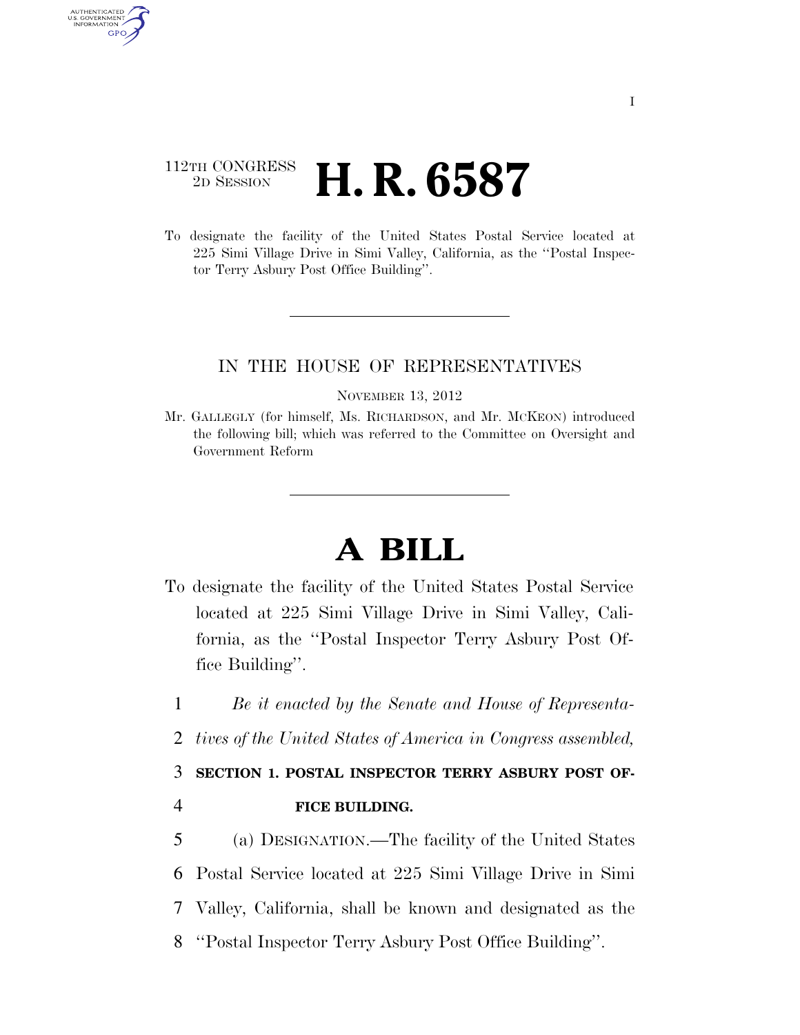112TH CONGRESS
2D SESSION

# H. R. 6587

To designate the facility of the United States Postal Service located at 225 Simi Village Drive in Simi Valley, California, as the ''Postal Inspector Terry Asbury Post Office Building''.

IN THE HOUSE OF REPRESENTATIVES

NOVEMBER 13, 2012

Mr. GALLEGLY (for himself, Ms. RICHARDSON, and Mr. MCKEON) introduced the following bill; which was referred to the Committee on Oversight and Government Reform

# A BILL

To designate the facility of the United States Postal Service located at 225 Simi Village Drive in Simi Valley, California, as the ''Postal Inspector Terry Asbury Post Office Building''.

1 *Be it enacted by the Senate and House of Representa-*
2 *tives of the United States of America in Congress assembled,*

3 **SECTION 1. POSTAL INSPECTOR TERRY ASBURY POST OF-**
4 **FICE BUILDING.**

5 (a) DESIGNATION.—The facility of the United States
6 Postal Service located at 225 Simi Village Drive in Simi
7 Valley, California, shall be known and designated as the
8 ''Postal Inspector Terry Asbury Post Office Building''.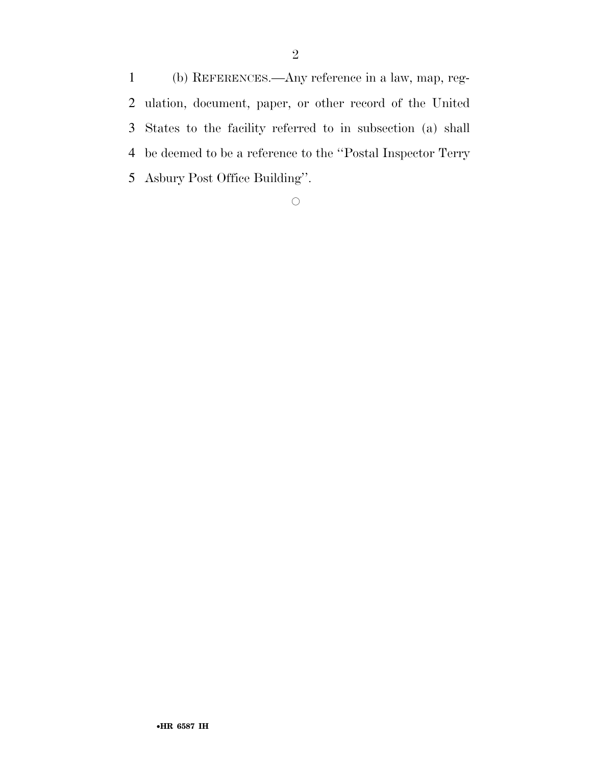(b) REFERENCES.—Any reference in a law, map, regulation, document, paper, or other record of the United States to the facility referred to in subsection (a) shall be deemed to be a reference to the ''Postal Inspector Terry Asbury Post Office Building''.

○